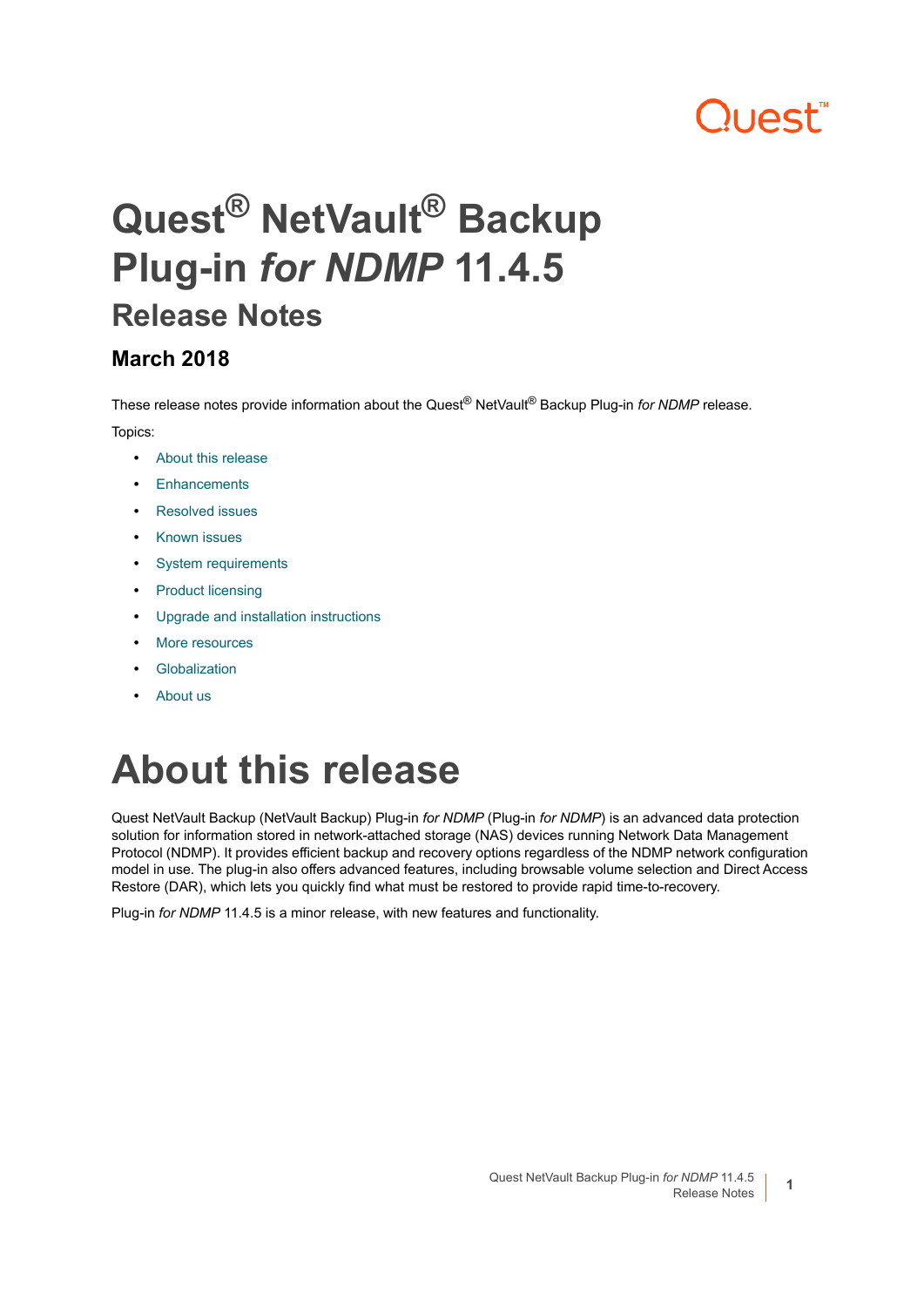# Quest® NetVault® Backup Plug-in *for NDMP* 11.4.5

## Release Notes

### March 2018

These release notes provide information about the Quest® NetVault® Backup Plug-in *for NDMP* release.

Topics:

- About this release
- Enhancements
- Resolved issues
- Known issues
- System requirements
- Product licensing
- Upgrade and installation instructions
- More resources
- Globalization
- About us

# About this release

Quest NetVault Backup (NetVault Backup) Plug-in *for NDMP* (Plug-in *for NDMP*) is an advanced data protection solution for information stored in network-attached storage (NAS) devices running Network Data Management Protocol (NDMP). It provides efficient backup and recovery options regardless of the NDMP network configuration model in use. The plug-in also offers advanced features, including browsable volume selection and Direct Access Restore (DAR), which lets you quickly find what must be restored to provide rapid time-to-recovery.

Plug-in *for NDMP* 11.4.5 is a minor release, with new features and functionality.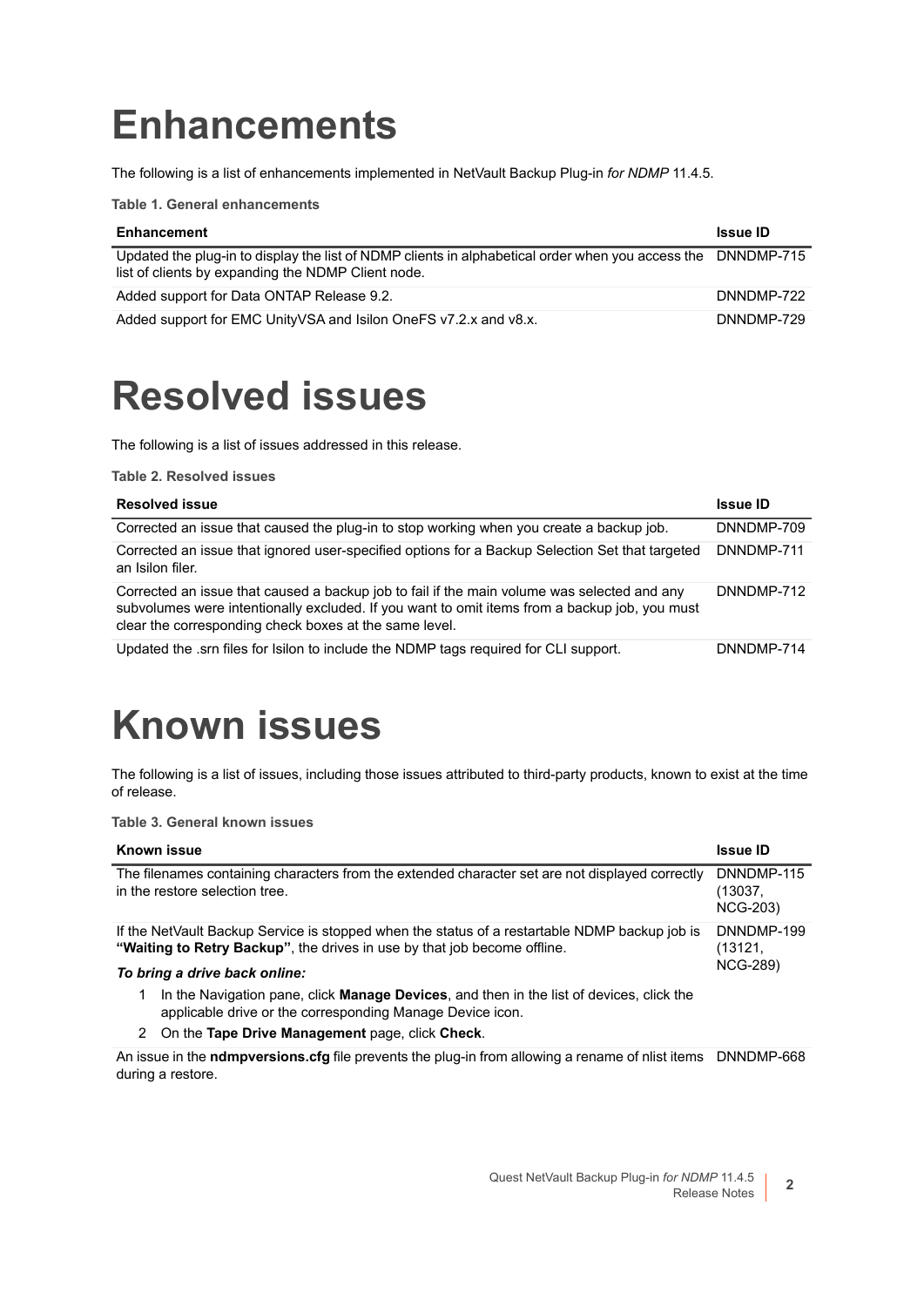# Enhancements

The following is a list of enhancements implemented in NetVault Backup Plug-in *for NDMP* 11.4.5.

**Table 1. General enhancements**

| Enhancement | Issue ID |
|---|---|
| Updated the plug-in to display the list of NDMP clients in alphabetical order when you access the list of clients by expanding the NDMP Client node. | DNNDMP-715 |
| Added support for Data ONTAP Release 9.2. | DNNDMP-722 |
| Added support for EMC UnityVSA and Isilon OneFS v7.2.x and v8.x. | DNNDMP-729 |

# Resolved issues

The following is a list of issues addressed in this release.

**Table 2. Resolved issues**

| Resolved issue | Issue ID |
|---|---|
| Corrected an issue that caused the plug-in to stop working when you create a backup job. | DNNDMP-709 |
| Corrected an issue that ignored user-specified options for a Backup Selection Set that targeted an Isilon filer. | DNNDMP-711 |
| Corrected an issue that caused a backup job to fail if the main volume was selected and any subvolumes were intentionally excluded. If you want to omit items from a backup job, you must clear the corresponding check boxes at the same level. | DNNDMP-712 |
| Updated the .srn files for Isilon to include the NDMP tags required for CLI support. | DNNDMP-714 |

# Known issues

The following is a list of issues, including those issues attributed to third-party products, known to exist at the time of release.

**Table 3. General known issues**

| Known issue | Issue ID |
|---|---|
| The filenames containing characters from the extended character set are not displayed correctly in the restore selection tree. | DNNDMP-115 (13037, NCG-203) |
| If the NetVault Backup Service is stopped when the status of a restartable NDMP backup job is **"Waiting to Retry Backup"**, the drives in use by that job become offline.<br><br>***To bring a drive back online:***<br><br>1 In the Navigation pane, click **Manage Devices**, and then in the list of devices, click the applicable drive or the corresponding Manage Device icon.<br>2 On the **Tape Drive Management** page, click **Check**. | DNNDMP-199 (13121, NCG-289) |
| An issue in the **ndmpversions.cfg** file prevents the plug-in from allowing a rename of nlist items during a restore. | DNNDMP-668 |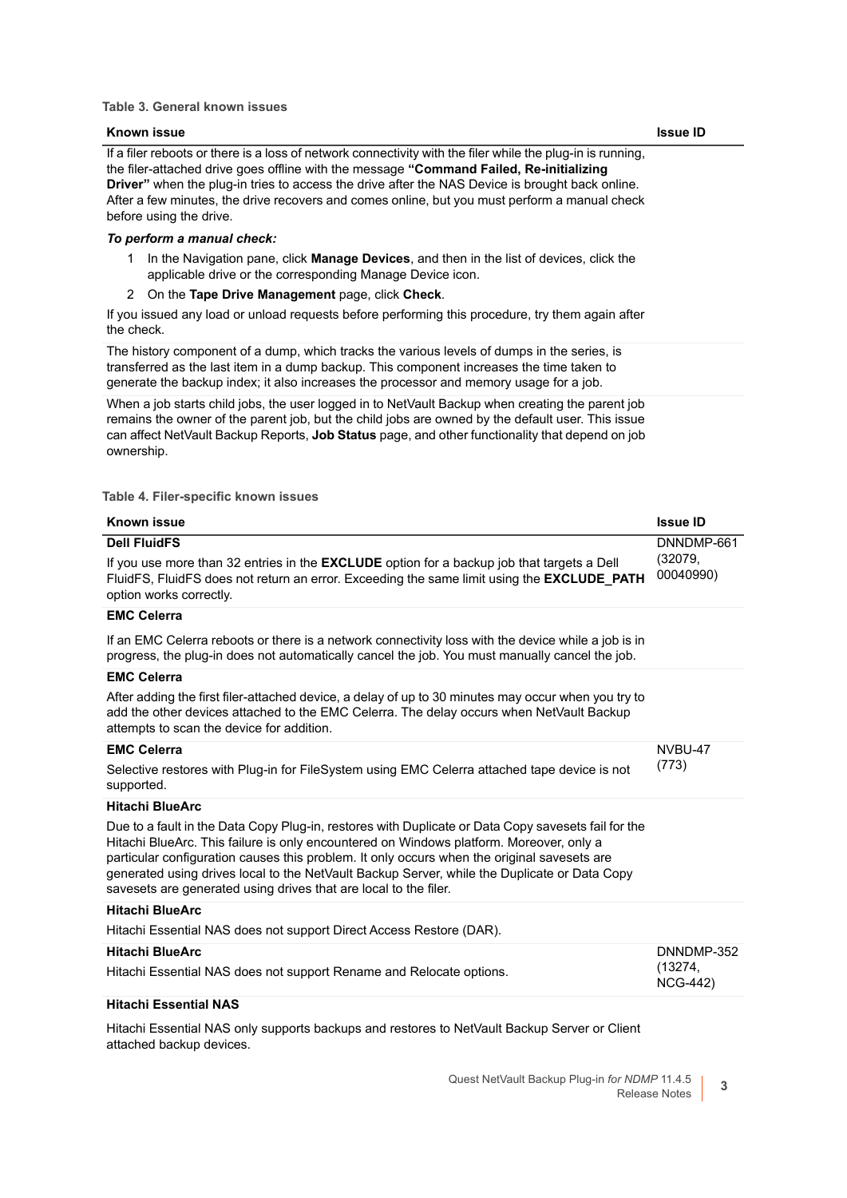**Table 3. General known issues**

| Known issue | Issue ID |
|---|---|
| If a filer reboots or there is a loss of network connectivity with the filer while the plug-in is running, the filer-attached drive goes offline with the message **"Command Failed, Re-initializing Driver"** when the plug-in tries to access the drive after the NAS Device is brought back online. After a few minutes, the drive recovers and comes online, but you must perform a manual check before using the drive.<br><br>***To perform a manual check:***<br><br>1 In the Navigation pane, click **Manage Devices**, and then in the list of devices, click the applicable drive or the corresponding Manage Device icon.<br>2 On the **Tape Drive Management** page, click **Check**.<br><br>If you issued any load or unload requests before performing this procedure, try them again after the check. | |
| The history component of a dump, which tracks the various levels of dumps in the series, is transferred as the last item in a dump backup. This component increases the time taken to generate the backup index; it also increases the processor and memory usage for a job. | |
| When a job starts child jobs, the user logged in to NetVault Backup when creating the parent job remains the owner of the parent job, but the child jobs are owned by the default user. This issue can affect NetVault Backup Reports, **Job Status** page, and other functionality that depend on job ownership. | |

**Table 4. Filer-specific known issues**

| Known issue | Issue ID |
|---|---|
| **Dell FluidFS**<br><br>If you use more than 32 entries in the **EXCLUDE** option for a backup job that targets a Dell FluidFS, FluidFS does not return an error. Exceeding the same limit using the **EXCLUDE_PATH** option works correctly. | DNNDMP-661 (32079, 00040990) |
| **EMC Celerra**<br><br>If an EMC Celerra reboots or there is a network connectivity loss with the device while a job is in progress, the plug-in does not automatically cancel the job. You must manually cancel the job. | |
| **EMC Celerra**<br><br>After adding the first filer-attached device, a delay of up to 30 minutes may occur when you try to add the other devices attached to the EMC Celerra. The delay occurs when NetVault Backup attempts to scan the device for addition. | |
| **EMC Celerra**<br><br>Selective restores with Plug-in for FileSystem using EMC Celerra attached tape device is not supported. | NVBU-47 (773) |
| **Hitachi BlueArc**<br><br>Due to a fault in the Data Copy Plug-in, restores with Duplicate or Data Copy savesets fail for the Hitachi BlueArc. This failure is only encountered on Windows platform. Moreover, only a particular configuration causes this problem. It only occurs when the original savesets are generated using drives local to the NetVault Backup Server, while the Duplicate or Data Copy savesets are generated using drives that are local to the filer. | |
| **Hitachi BlueArc**<br><br>Hitachi Essential NAS does not support Direct Access Restore (DAR). | |
| **Hitachi BlueArc**<br><br>Hitachi Essential NAS does not support Rename and Relocate options. | DNNDMP-352 (13274, NCG-442) |
| **Hitachi Essential NAS**<br><br>Hitachi Essential NAS only supports backups and restores to NetVault Backup Server or Client attached backup devices. | |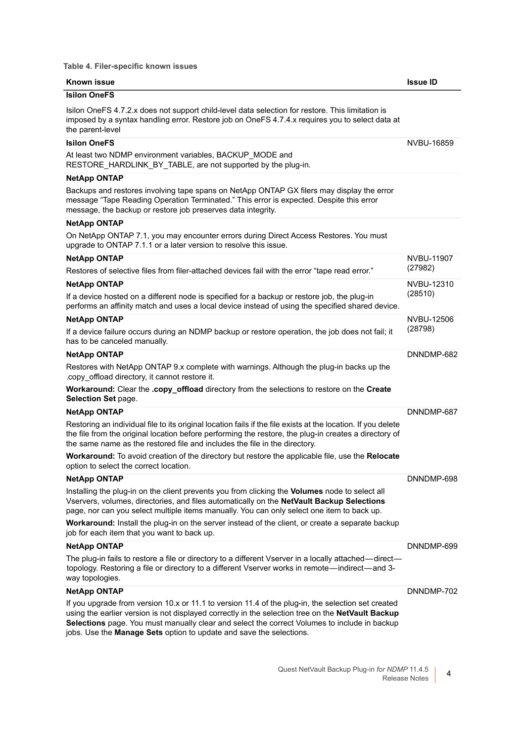**Table 4. Filer-specific known issues**

| Known issue | Issue ID |
|---|---|
| **Isilon OneFS**<br><br>Isilon OneFS 4.7.2.x does not support child-level data selection for restore. This limitation is imposed by a syntax handling error. Restore job on OneFS 4.7.4.x requires you to select data at the parent-level | |
| **Isilon OneFS**<br><br>At least two NDMP environment variables, BACKUP_MODE and RESTORE_HARDLINK_BY_TABLE, are not supported by the plug-in. | NVBU-16859 |
| **NetApp ONTAP**<br><br>Backups and restores involving tape spans on NetApp ONTAP GX filers may display the error message "Tape Reading Operation Terminated." This error is expected. Despite this error message, the backup or restore job preserves data integrity. | |
| **NetApp ONTAP**<br><br>On NetApp ONTAP 7.1, you may encounter errors during Direct Access Restores. You must upgrade to ONTAP 7.1.1 or a later version to resolve this issue. | |
| **NetApp ONTAP**<br><br>Restores of selective files from filer-attached devices fail with the error "tape read error." | NVBU-11907 (27982) |
| **NetApp ONTAP**<br><br>If a device hosted on a different node is specified for a backup or restore job, the plug-in performs an affinity match and uses a local device instead of using the specified shared device. | NVBU-12310 (28510) |
| **NetApp ONTAP**<br><br>If a device failure occurs during an NDMP backup or restore operation, the job does not fail; it has to be canceled manually. | NVBU-12506 (28798) |
| **NetApp ONTAP**<br><br>Restores with NetApp ONTAP 9.x complete with warnings. Although the plug-in backs up the .copy_offload directory, it cannot restore it.<br><br>**Workaround:** Clear the **.copy_offload** directory from the selections to restore on the **Create Selection Set** page. | DNNDMP-682 |
| **NetApp ONTAP**<br><br>Restoring an individual file to its original location fails if the file exists at the location. If you delete the file from the original location before performing the restore, the plug-in creates a directory of the same name as the restored file and includes the file in the directory.<br><br>**Workaround:** To avoid creation of the directory but restore the applicable file, use the **Relocate** option to select the correct location. | DNNDMP-687 |
| **NetApp ONTAP**<br><br>Installing the plug-in on the client prevents you from clicking the **Volumes** node to select all Vservers, volumes, directories, and files automatically on the **NetVault Backup Selections** page, nor can you select multiple items manually. You can only select one item to back up.<br><br>**Workaround:** Install the plug-in on the server instead of the client, or create a separate backup job for each item that you want to back up. | DNNDMP-698 |
| **NetApp ONTAP**<br><br>The plug-in fails to restore a file or directory to a different Vserver in a locally attached—direct—topology. Restoring a file or directory to a different Vserver works in remote—indirect—and 3-way topologies. | DNNDMP-699 |
| **NetApp ONTAP**<br><br>If you upgrade from version 10.x or 11.1 to version 11.4 of the plug-in, the selection set created using the earlier version is not displayed correctly in the selection tree on the **NetVault Backup Selections** page. You must manually clear and select the correct Volumes to include in backup jobs. Use the **Manage Sets** option to update and save the selections. | DNNDMP-702 |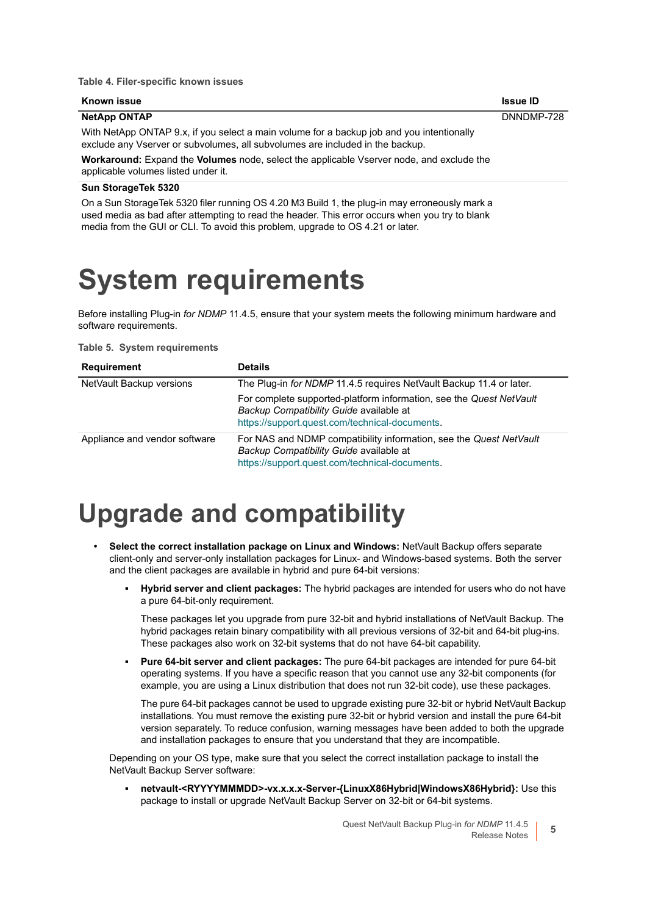**Table 4. Filer-specific known issues**

| Known issue | Issue ID |
|---|---|
| **NetApp ONTAP** | DNNDMP-728 |
| With NetApp ONTAP 9.x, if you select a main volume for a backup job and you intentionally exclude any Vserver or subvolumes, all subvolumes are included in the backup. **Workaround:** Expand the **Volumes** node, select the applicable Vserver node, and exclude the applicable volumes listed under it. | |
| **Sun StorageTek 5320** | |
| On a Sun StorageTek 5320 filer running OS 4.20 M3 Build 1, the plug-in may erroneously mark a used media as bad after attempting to read the header. This error occurs when you try to blank media from the GUI or CLI. To avoid this problem, upgrade to OS 4.21 or later. | |

# System requirements

Before installing Plug-in *for NDMP* 11.4.5, ensure that your system meets the following minimum hardware and software requirements.

**Table 5. System requirements**

| Requirement | Details |
|---|---|
| NetVault Backup versions | The Plug-in *for NDMP* 11.4.5 requires NetVault Backup 11.4 or later. For complete supported-platform information, see the *Quest NetVault Backup Compatibility Guide* available at https://support.quest.com/technical-documents. |
| Appliance and vendor software | For NAS and NDMP compatibility information, see the *Quest NetVault Backup Compatibility Guide* available at https://support.quest.com/technical-documents. |

# Upgrade and compatibility

- **Select the correct installation package on Linux and Windows:** NetVault Backup offers separate client-only and server-only installation packages for Linux- and Windows-based systems. Both the server and the client packages are available in hybrid and pure 64-bit versions:
  - **Hybrid server and client packages:** The hybrid packages are intended for users who do not have a pure 64-bit-only requirement.

    These packages let you upgrade from pure 32-bit and hybrid installations of NetVault Backup. The hybrid packages retain binary compatibility with all previous versions of 32-bit and 64-bit plug-ins. These packages also work on 32-bit systems that do not have 64-bit capability.
  - **Pure 64-bit server and client packages:** The pure 64-bit packages are intended for pure 64-bit operating systems. If you have a specific reason that you cannot use any 32-bit components (for example, you are using a Linux distribution that does not run 32-bit code), use these packages.

    The pure 64-bit packages cannot be used to upgrade existing pure 32-bit or hybrid NetVault Backup installations. You must remove the existing pure 32-bit or hybrid version and install the pure 64-bit version separately. To reduce confusion, warning messages have been added to both the upgrade and installation packages to ensure that you understand that they are incompatible.

  Depending on your OS type, make sure that you select the correct installation package to install the NetVault Backup Server software:

  - **netvault-<RYYYYMMMDD>-vx.x.x.x-Server-{LinuxX86Hybrid|WindowsX86Hybrid}:** Use this package to install or upgrade NetVault Backup Server on 32-bit or 64-bit systems.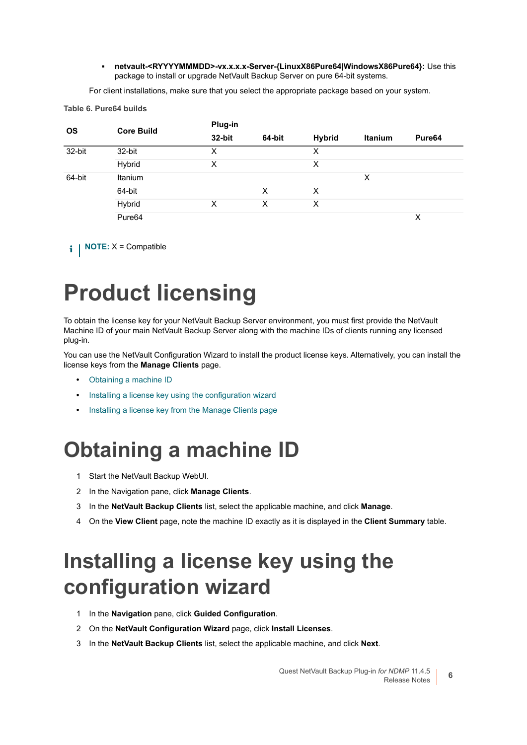- **netvault-<RYYYYMMMDD>-vx.x.x.x-Server-{LinuxX86Pure64|WindowsX86Pure64}:** Use this package to install or upgrade NetVault Backup Server on pure 64-bit systems.

For client installations, make sure that you select the appropriate package based on your system.

**Table 6. Pure64 builds**

| OS | Core Build | Plug-in | | | | |
|---|---|---|---|---|---|---|
| | | 32-bit | 64-bit | Hybrid | Itanium | Pure64 |
| 32-bit | 32-bit | X | | X | | |
| | Hybrid | X | | X | | |
| 64-bit | Itanium | | | | X | |
| | 64-bit | | X | X | | |
| | Hybrid | X | X | X | | |
| | Pure64 | | | | | X |

**NOTE:** X = Compatible

# Product licensing

To obtain the license key for your NetVault Backup Server environment, you must first provide the NetVault Machine ID of your main NetVault Backup Server along with the machine IDs of clients running any licensed plug-in.

You can use the NetVault Configuration Wizard to install the product license keys. Alternatively, you can install the license keys from the **Manage Clients** page.

- Obtaining a machine ID
- Installing a license key using the configuration wizard
- Installing a license key from the Manage Clients page

# Obtaining a machine ID

1. Start the NetVault Backup WebUI.
2. In the Navigation pane, click **Manage Clients**.
3. In the **NetVault Backup Clients** list, select the applicable machine, and click **Manage**.
4. On the **View Client** page, note the machine ID exactly as it is displayed in the **Client Summary** table.

# Installing a license key using the configuration wizard

1. In the **Navigation** pane, click **Guided Configuration**.
2. On the **NetVault Configuration Wizard** page, click **Install Licenses**.
3. In the **NetVault Backup Clients** list, select the applicable machine, and click **Next**.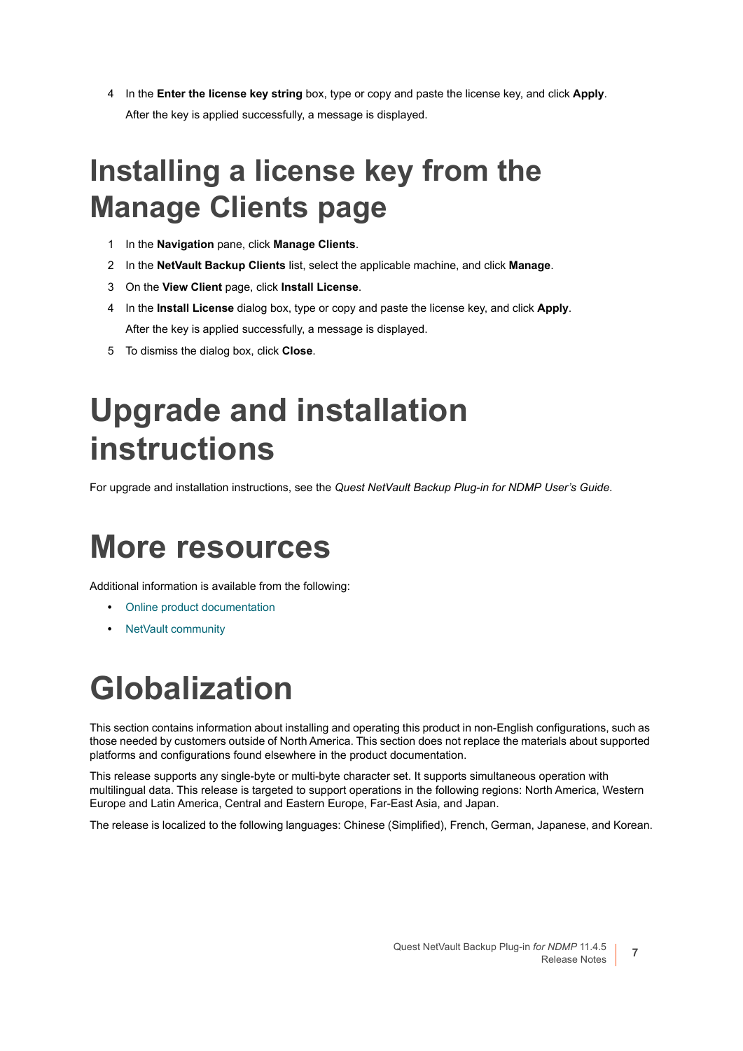4 In the **Enter the license key string** box, type or copy and paste the license key, and click **Apply**.

   After the key is applied successfully, a message is displayed.

# Installing a license key from the Manage Clients page

1. In the **Navigation** pane, click **Manage Clients**.
2. In the **NetVault Backup Clients** list, select the applicable machine, and click **Manage**.
3. On the **View Client** page, click **Install License**.
4. In the **Install License** dialog box, type or copy and paste the license key, and click **Apply**.

   After the key is applied successfully, a message is displayed.
5. To dismiss the dialog box, click **Close**.

# Upgrade and installation instructions

For upgrade and installation instructions, see the *Quest NetVault Backup Plug-in for NDMP User's Guide*.

# More resources

Additional information is available from the following:

- Online product documentation
- NetVault community

# Globalization

This section contains information about installing and operating this product in non-English configurations, such as those needed by customers outside of North America. This section does not replace the materials about supported platforms and configurations found elsewhere in the product documentation.

This release supports any single-byte or multi-byte character set. It supports simultaneous operation with multilingual data. This release is targeted to support operations in the following regions: North America, Western Europe and Latin America, Central and Eastern Europe, Far-East Asia, and Japan.

The release is localized to the following languages: Chinese (Simplified), French, German, Japanese, and Korean.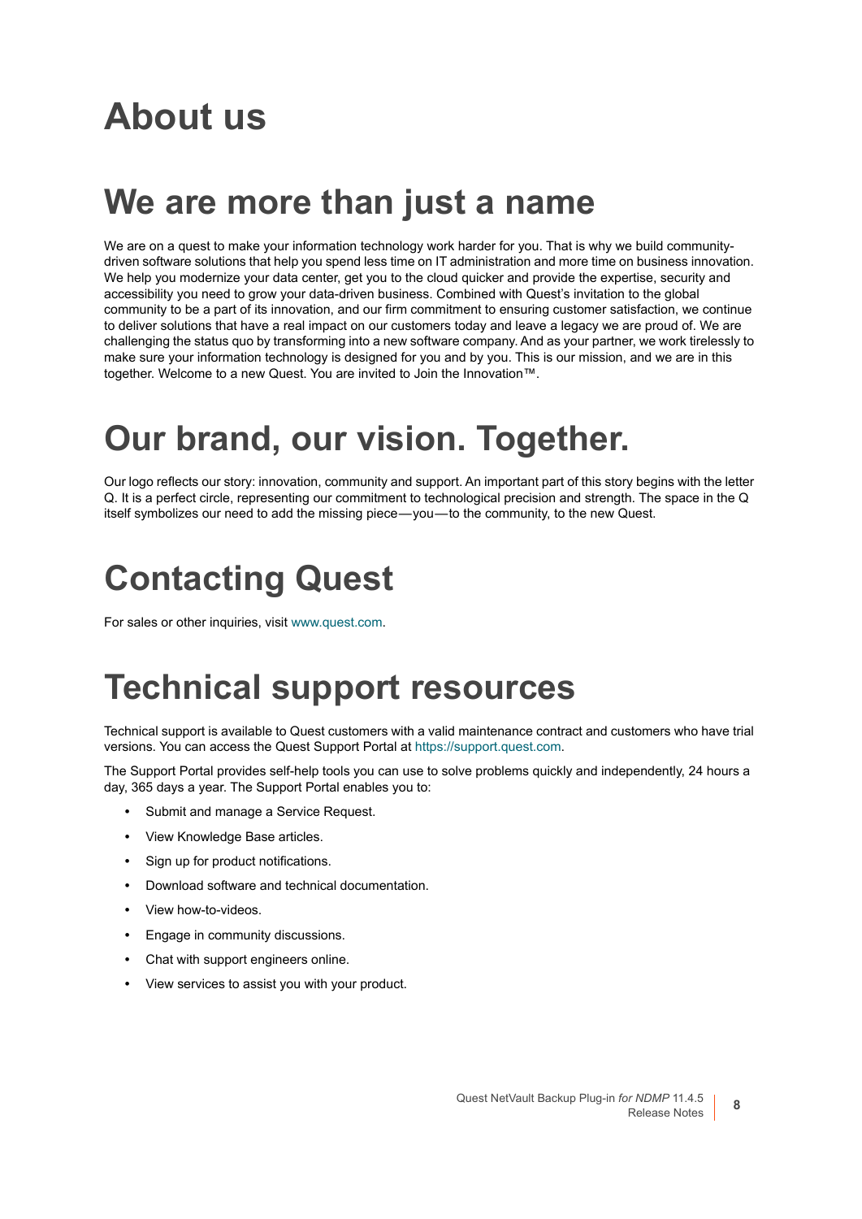# About us

# We are more than just a name

We are on a quest to make your information technology work harder for you. That is why we build community-driven software solutions that help you spend less time on IT administration and more time on business innovation. We help you modernize your data center, get you to the cloud quicker and provide the expertise, security and accessibility you need to grow your data-driven business. Combined with Quest's invitation to the global community to be a part of its innovation, and our firm commitment to ensuring customer satisfaction, we continue to deliver solutions that have a real impact on our customers today and leave a legacy we are proud of. We are challenging the status quo by transforming into a new software company. And as your partner, we work tirelessly to make sure your information technology is designed for you and by you. This is our mission, and we are in this together. Welcome to a new Quest. You are invited to Join the Innovation™.

# Our brand, our vision. Together.

Our logo reflects our story: innovation, community and support. An important part of this story begins with the letter Q. It is a perfect circle, representing our commitment to technological precision and strength. The space in the Q itself symbolizes our need to add the missing piece—you—to the community, to the new Quest.

# Contacting Quest

For sales or other inquiries, visit www.quest.com.

# Technical support resources

Technical support is available to Quest customers with a valid maintenance contract and customers who have trial versions. You can access the Quest Support Portal at https://support.quest.com.

The Support Portal provides self-help tools you can use to solve problems quickly and independently, 24 hours a day, 365 days a year. The Support Portal enables you to:

- Submit and manage a Service Request.
- View Knowledge Base articles.
- Sign up for product notifications.
- Download software and technical documentation.
- View how-to-videos.
- Engage in community discussions.
- Chat with support engineers online.
- View services to assist you with your product.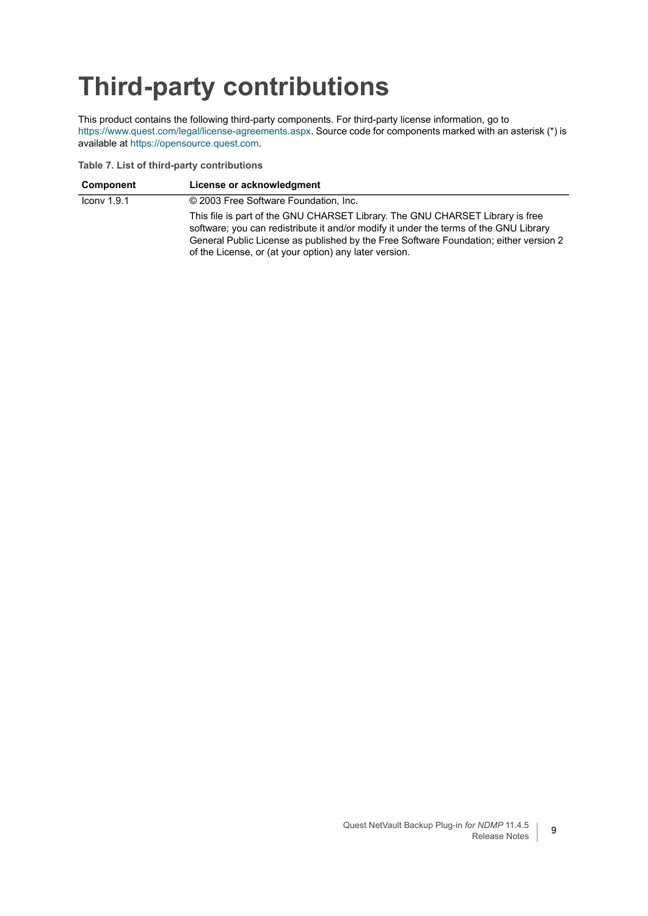# Third-party contributions

This product contains the following third-party components. For third-party license information, go to https://www.quest.com/legal/license-agreements.aspx. Source code for components marked with an asterisk (*) is available at https://opensource.quest.com.

**Table 7. List of third-party contributions**

| Component | License or acknowledgment |
|---|---|
| Iconv 1.9.1 | © 2003 Free Software Foundation, Inc.<br><br>This file is part of the GNU CHARSET Library. The GNU CHARSET Library is free software; you can redistribute it and/or modify it under the terms of the GNU Library General Public License as published by the Free Software Foundation; either version 2 of the License, or (at your option) any later version. |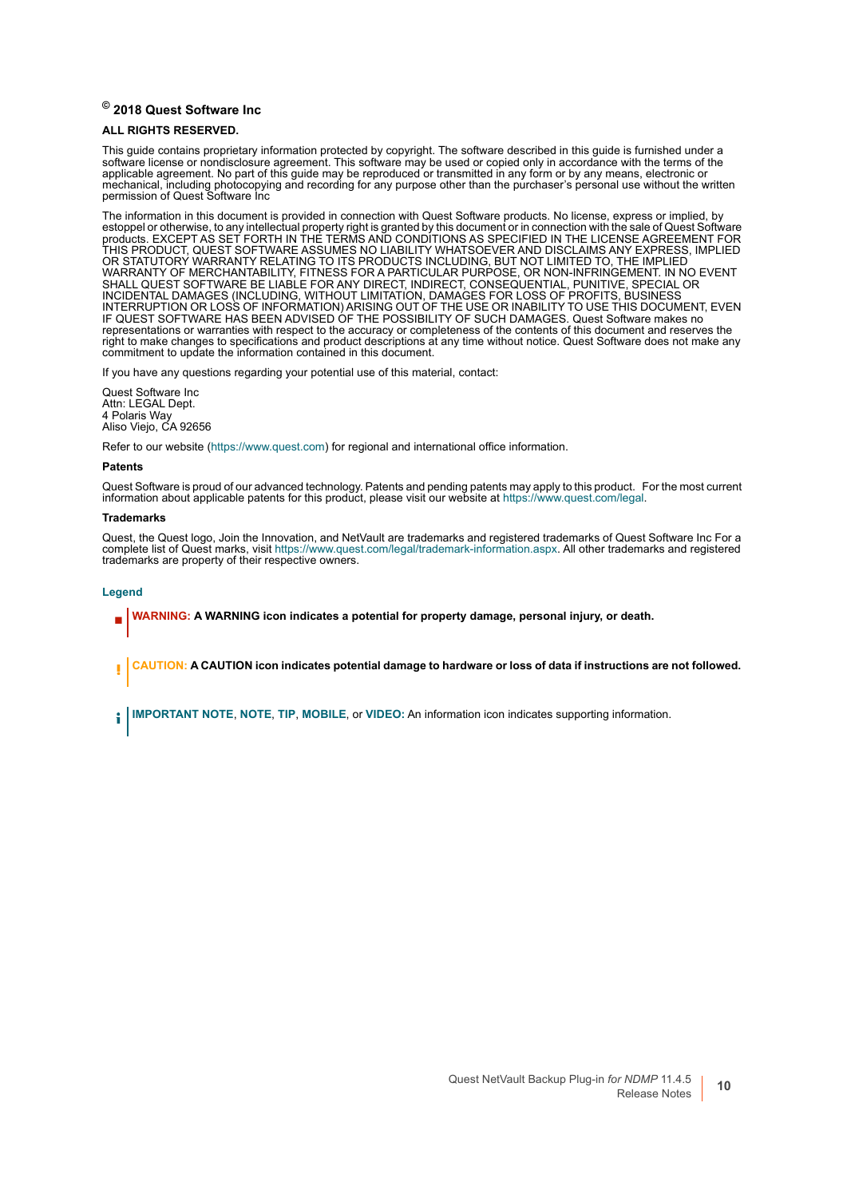**© 2018 Quest Software Inc**

**ALL RIGHTS RESERVED.**

This guide contains proprietary information protected by copyright. The software described in this guide is furnished under a software license or nondisclosure agreement. This software may be used or copied only in accordance with the terms of the applicable agreement. No part of this guide may be reproduced or transmitted in any form or by any means, electronic or mechanical, including photocopying and recording for any purpose other than the purchaser's personal use without the written permission of Quest Software Inc

The information in this document is provided in connection with Quest Software products. No license, express or implied, by estoppel or otherwise, to any intellectual property right is granted by this document or in connection with the sale of Quest Software products. EXCEPT AS SET FORTH IN THE TERMS AND CONDITIONS AS SPECIFIED IN THE LICENSE AGREEMENT FOR THIS PRODUCT, QUEST SOFTWARE ASSUMES NO LIABILITY WHATSOEVER AND DISCLAIMS ANY EXPRESS, IMPLIED OR STATUTORY WARRANTY RELATING TO ITS PRODUCTS INCLUDING, BUT NOT LIMITED TO, THE IMPLIED WARRANTY OF MERCHANTABILITY, FITNESS FOR A PARTICULAR PURPOSE, OR NON-INFRINGEMENT. IN NO EVENT SHALL QUEST SOFTWARE BE LIABLE FOR ANY DIRECT, INDIRECT, CONSEQUENTIAL, PUNITIVE, SPECIAL OR INCIDENTAL DAMAGES (INCLUDING, WITHOUT LIMITATION, DAMAGES FOR LOSS OF PROFITS, BUSINESS INTERRUPTION OR LOSS OF INFORMATION) ARISING OUT OF THE USE OR INABILITY TO USE THIS DOCUMENT, EVEN IF QUEST SOFTWARE HAS BEEN ADVISED OF THE POSSIBILITY OF SUCH DAMAGES. Quest Software makes no representations or warranties with respect to the accuracy or completeness of the contents of this document and reserves the right to make changes to specifications and product descriptions at any time without notice. Quest Software does not make any commitment to update the information contained in this document.

If you have any questions regarding your potential use of this material, contact:

Quest Software Inc
Attn: LEGAL Dept.
4 Polaris Way
Aliso Viejo, CA 92656

Refer to our website (https://www.quest.com) for regional and international office information.

**Patents**

Quest Software is proud of our advanced technology. Patents and pending patents may apply to this product. For the most current information about applicable patents for this product, please visit our website at https://www.quest.com/legal.

**Trademarks**

Quest, the Quest logo, Join the Innovation, and NetVault are trademarks and registered trademarks of Quest Software Inc For a complete list of Quest marks, visit https://www.quest.com/legal/trademark-information.aspx. All other trademarks and registered trademarks are property of their respective owners.

### Legend

**WARNING: A WARNING icon indicates a potential for property damage, personal injury, or death.**

**CAUTION: A CAUTION icon indicates potential damage to hardware or loss of data if instructions are not followed.**

**IMPORTANT NOTE**, **NOTE**, **TIP**, **MOBILE**, or **VIDEO:** An information icon indicates supporting information.